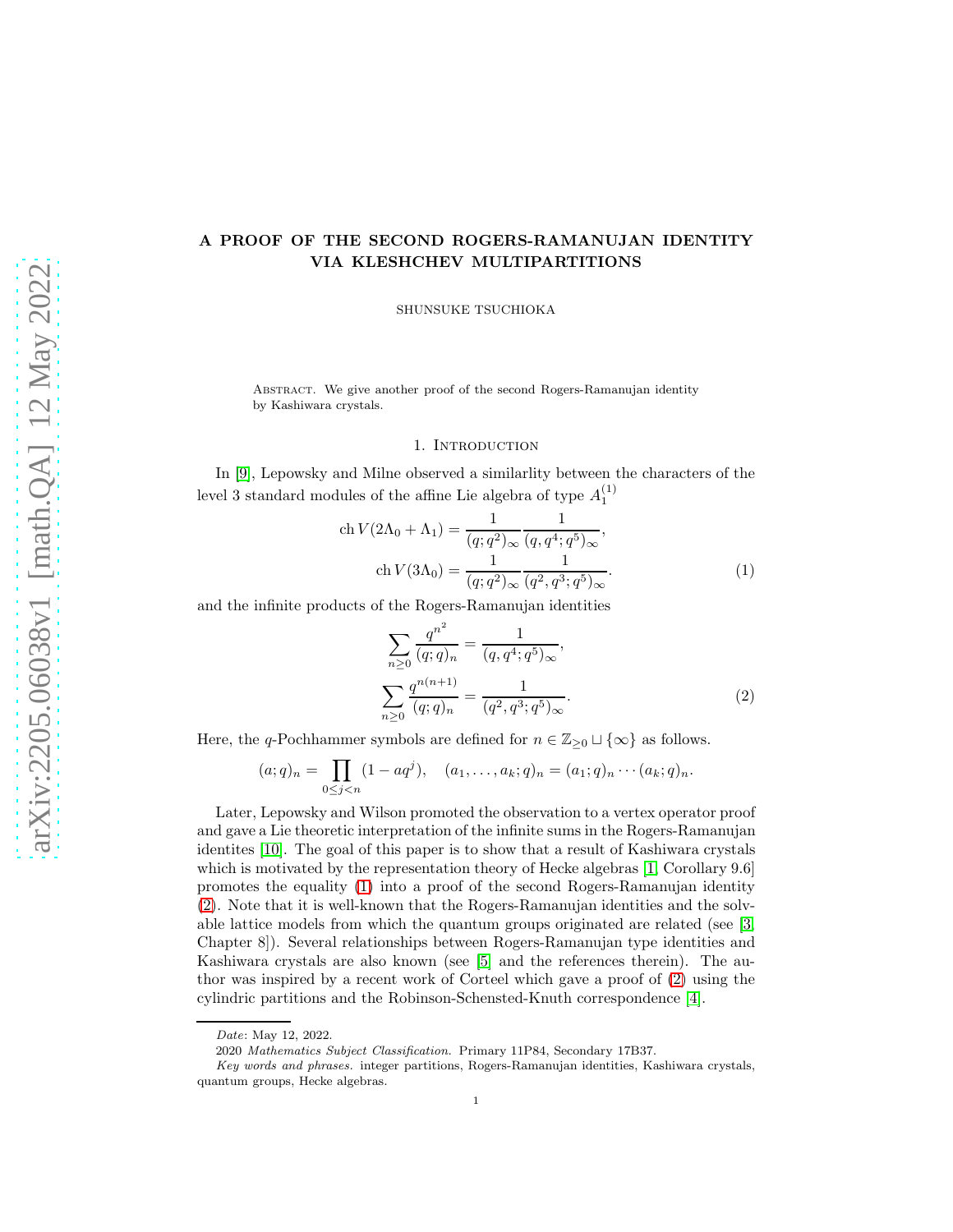# A PROOF OF THE SECOND ROGERS-RAMANUJAN IDENTITY VIA KLESHCHEV MULTIPARTITIONS

SHUNSUKE TSUCHIOKA

Abstract. We give another proof of the second Rogers-Ramanujan identity by Kashiwara crystals.

## 1. Introduction

In [9], Lepowsky and Milne observed a similarlity between the characters of the level 3 standard modules of the affine Lie algebra of type $A_1^{(1)}$

$$
\begin{aligned}
\operatorname{ch} V(2\Lambda_0+\Lambda_1) &= \frac{1}{(q;q^2)_\infty}\frac{1}{(q,q^4;q^5)_\infty},\\
\operatorname{ch} V(3\Lambda_0) &= \frac{1}{(q;q^2)_\infty}\frac{1}{(q^2,q^3;q^5)_\infty}.
\end{aligned}
\tag{1}
$$

and the infinite products of the Rogers-Ramanujan identities

$$
\begin{aligned}
\sum_{n\geq 0}\frac{q^{n^2}}{(q;q)_n} &= \frac{1}{(q,q^4;q^5)_\infty},\\
\sum_{n\geq 0}\frac{q^{n(n+1)}}{(q;q)_n} &= \frac{1}{(q^2,q^3;q^5)_\infty}.
\end{aligned}
\tag{2}
$$

Here, the $q$-Pochhammer symbols are defined for $n\in\mathbb{Z}_{\geq 0}\sqcup\{\infty\}$ as follows.

$$
(a;q)_n=\prod_{0\leq j<n}(1-aq^j),\quad (a_1,\dots,a_k;q)_n=(a_1;q)_n\cdots(a_k;q)_n.
$$

Later, Lepowsky and Wilson promoted the observation to a vertex operator proof and gave a Lie theoretic interpretation of the infinite sums in the Rogers-Ramanujan identites [10]. The goal of this paper is to show that a result of Kashiwara crystals which is motivated by the representation theory of Hecke algebras [1, Corollary 9.6] promotes the equality (1) into a proof of the second Rogers-Ramanujan identity (2). Note that it is well-known that the Rogers-Ramanujan identities and the solvable lattice models from which the quantum groups originated are related (see [3, Chapter 8]). Several relationships between Rogers-Ramanujan type identities and Kashiwara crystals are also known (see [5] and the references therein). The author was inspired by a recent work of Corteel which gave a proof of (2) using the cylindric partitions and the Robinson-Schensted-Knuth correspondence [4].

---

*Date*: May 12, 2022.

2020 *Mathematics Subject Classification.* Primary 11P84, Secondary 17B37.

*Key words and phrases.* integer partitions, Rogers-Ramanujan identities, Kashiwara crystals, quantum groups, Hecke algebras.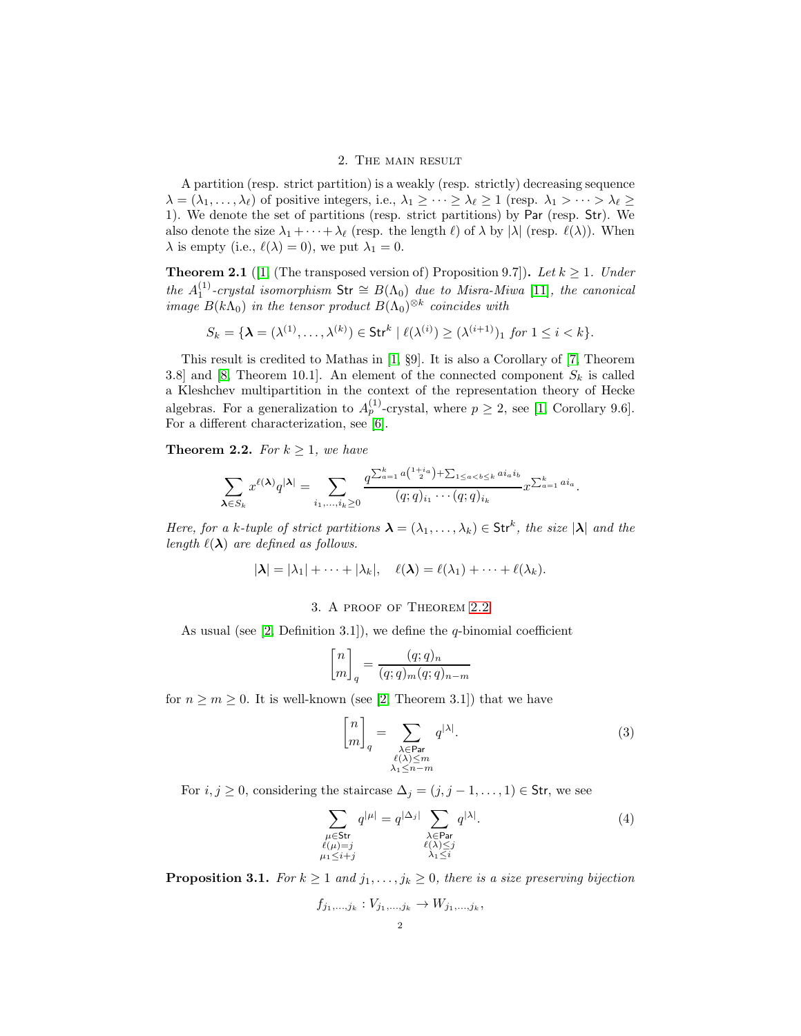## 2. The main result

A partition (resp. strict partition) is a weakly (resp. strictly) decreasing sequence $\lambda = (\lambda_1, \dots, \lambda_\ell)$ of positive integers, i.e., $\lambda_1 \geq \cdots \geq \lambda_\ell \geq 1$ (resp. $\lambda_1 > \cdots > \lambda_\ell \geq 1$). We denote the set of partitions (resp. strict partitions) by $\mathsf{Par}$ (resp. $\mathsf{Str}$). We also denote the size $\lambda_1 + \cdots + \lambda_\ell$ (resp. the length $\ell$) of $\lambda$ by $|\lambda|$ (resp. $\ell(\lambda)$). When $\lambda$ is empty (i.e., $\ell(\lambda) = 0$), we put $\lambda_1 = 0$.

**Theorem 2.1** ([1, (The transposed version of) Proposition 9.7])**.** *Let $k \geq 1$. Under the $A_1^{(1)}$-crystal isomorphism $\mathsf{Str} \cong B(\Lambda_0)$ due to Misra-Miwa [11], the canonical image $B(k\Lambda_0)$ in the tensor product $B(\Lambda_0)^{\otimes k}$ coincides with*

$$S_k = \{\boldsymbol{\lambda} = (\lambda^{(1)}, \dots, \lambda^{(k)}) \in \mathsf{Str}^k \mid \ell(\lambda^{(i)}) \geq (\lambda^{(i+1)})_1 \text{ for } 1 \leq i < k\}.$$

This result is credited to Mathas in [1, §9]. It is also a Corollary of [7, Theorem 3.8] and [8, Theorem 10.1]. An element of the connected component $S_k$ is called a Kleshchev multipartition in the context of the representation theory of Hecke algebras. For a generalization to $A_p^{(1)}$-crystal, where $p \geq 2$, see [1, Corollary 9.6]. For a different characterization, see [6].

**Theorem 2.2.** *For $k \geq 1$, we have*

$$\sum_{\boldsymbol{\lambda} \in S_k} x^{\ell(\boldsymbol{\lambda})} q^{|\boldsymbol{\lambda}|} = \sum_{i_1, \dots, i_k \geq 0} \frac{q^{\sum_{a=1}^{k} a\binom{1+i_a}{2} + \sum_{1 \leq a < b \leq k} a i_a i_b}}{(q;q)_{i_1} \cdots (q;q)_{i_k}} x^{\sum_{a=1}^{k} a i_a}.$$

*Here, for a $k$-tuple of strict partitions $\boldsymbol{\lambda} = (\lambda_1, \dots, \lambda_k) \in \mathsf{Str}^k$, the size $|\boldsymbol{\lambda}|$ and the length $\ell(\boldsymbol{\lambda})$ are defined as follows.*

$$|\boldsymbol{\lambda}| = |\lambda_1| + \cdots + |\lambda_k|, \quad \ell(\boldsymbol{\lambda}) = \ell(\lambda_1) + \cdots + \ell(\lambda_k).$$

## 3. A proof of Theorem 2.2

As usual (see [2, Definition 3.1]), we define the $q$-binomial coefficient

$$\begin{bmatrix} n \\ m \end{bmatrix}_q = \frac{(q;q)_n}{(q;q)_m (q;q)_{n-m}}$$

for $n \geq m \geq 0$. It is well-known (see [2, Theorem 3.1]) that we have

$$\begin{bmatrix} n \\ m \end{bmatrix}_q = \sum_{\substack{\lambda \in \mathsf{Par} \\ \ell(\lambda) \leq m \\ \lambda_1 \leq n-m}} q^{|\lambda|}. \tag{3}$$

For $i, j \geq 0$, considering the staircase $\Delta_j = (j, j-1, \dots, 1) \in \mathsf{Str}$, we see

$$\sum_{\substack{\mu \in \mathsf{Str} \\ \ell(\mu) = j \\ \mu_1 \leq i+j}} q^{|\mu|} = q^{|\Delta_j|} \sum_{\substack{\lambda \in \mathsf{Par} \\ \ell(\lambda) \leq j \\ \lambda_1 \leq i}} q^{|\lambda|}. \tag{4}$$

**Proposition 3.1.** *For $k \geq 1$ and $j_1, \dots, j_k \geq 0$, there is a size preserving bijection*

$$f_{j_1, \dots, j_k} : V_{j_1, \dots, j_k} \to W_{j_1, \dots, j_k},$$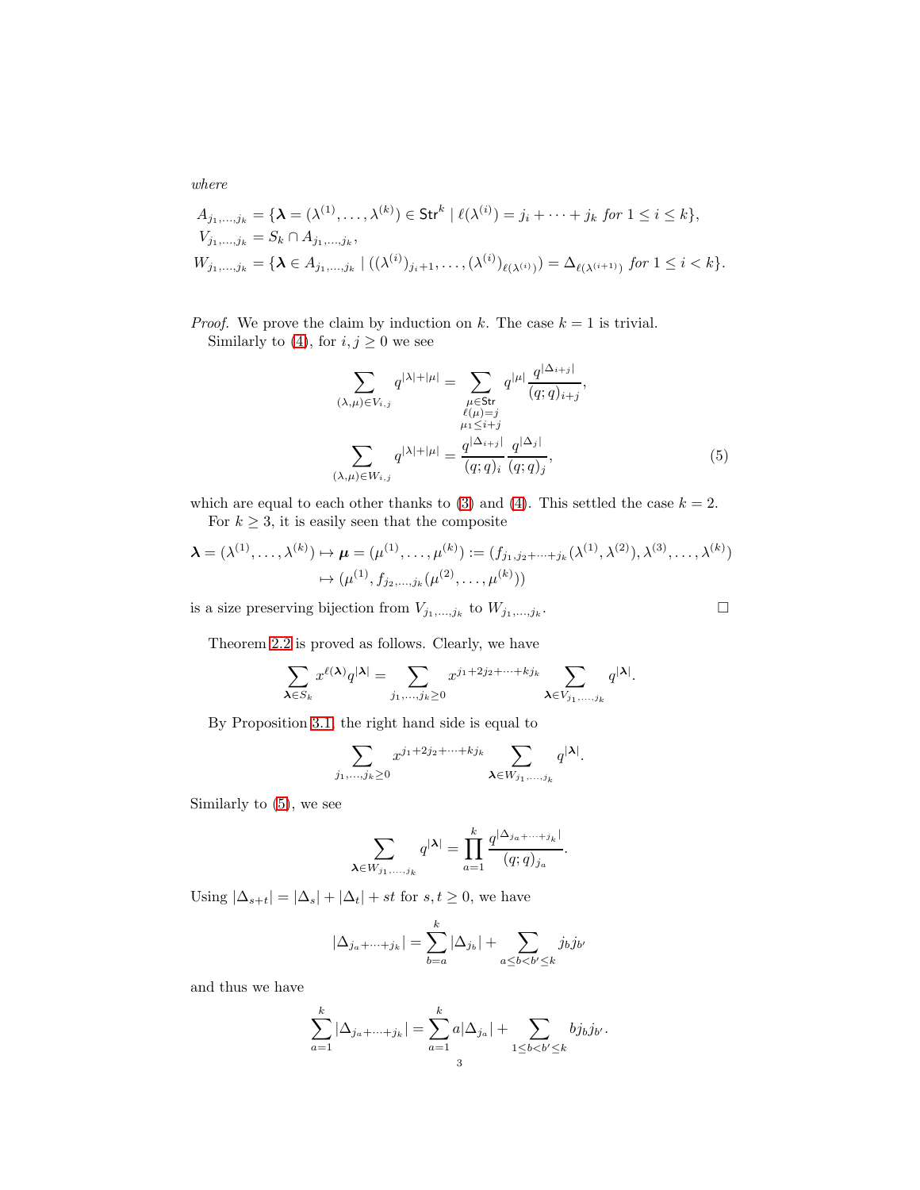*where*

$$
\begin{aligned}
A_{j_1,\dots,j_k} &= \{\boldsymbol{\lambda} = (\lambda^{(1)},\dots,\lambda^{(k)}) \in \mathsf{Str}^k \mid \ell(\lambda^{(i)}) = j_i + \cdots + j_k \textit{ for } 1 \le i \le k\},\\
V_{j_1,\dots,j_k} &= S_k \cap A_{j_1,\dots,j_k},\\
W_{j_1,\dots,j_k} &= \{\boldsymbol{\lambda} \in A_{j_1,\dots,j_k} \mid ((\lambda^{(i)})_{j_i+1},\dots,(\lambda^{(i)})_{\ell(\lambda^{(i)})}) = \Delta_{\ell(\lambda^{(i+1)})} \textit{ for } 1 \le i < k\}.
\end{aligned}
$$

*Proof.* We prove the claim by induction on $k$. The case $k=1$ is trivial.

Similarly to (4), for $i,j \ge 0$ we see

$$
\begin{aligned}
\sum_{(\lambda,\mu)\in V_{i,j}} q^{|\lambda|+|\mu|} &= \sum_{\substack{\mu\in\mathsf{Str}\\ \ell(\mu)=j\\ \mu_1\le i+j}} q^{|\mu|}\frac{q^{|\Delta_{i+j}|}}{(q;q)_{i+j}},\\
\sum_{(\lambda,\mu)\in W_{i,j}} q^{|\lambda|+|\mu|} &= \frac{q^{|\Delta_{i+j}|}}{(q;q)_i}\frac{q^{|\Delta_j|}}{(q;q)_j},
\end{aligned}
\tag{5}
$$

which are equal to each other thanks to (3) and (4). This settled the case $k=2$.

For $k \ge 3$, it is easily seen that the composite

$$
\begin{aligned}
\boldsymbol{\lambda} = (\lambda^{(1)},\dots,\lambda^{(k)}) \mapsto \boldsymbol{\mu} = (\mu^{(1)},\dots,\mu^{(k)}) &:= (f_{j_1,j_2+\cdots+j_k}(\lambda^{(1)},\lambda^{(2)}),\lambda^{(3)},\dots,\lambda^{(k)})\\
&\mapsto (\mu^{(1)}, f_{j_2,\dots,j_k}(\mu^{(2)},\dots,\mu^{(k)}))
\end{aligned}
$$

is a size preserving bijection from $V_{j_1,\dots,j_k}$ to $W_{j_1,\dots,j_k}$. $\square$

Theorem 2.2 is proved as follows. Clearly, we have

$$
\sum_{\boldsymbol{\lambda}\in S_k} x^{\ell(\boldsymbol{\lambda})} q^{|\boldsymbol{\lambda}|} = \sum_{j_1,\dots,j_k\ge 0} x^{j_1+2j_2+\cdots+kj_k} \sum_{\boldsymbol{\lambda}\in V_{j_1,\dots,j_k}} q^{|\boldsymbol{\lambda}|}.
$$

By Proposition 3.1, the right hand side is equal to

$$
\sum_{j_1,\dots,j_k\ge 0} x^{j_1+2j_2+\cdots+kj_k} \sum_{\boldsymbol{\lambda}\in W_{j_1,\dots,j_k}} q^{|\boldsymbol{\lambda}|}.
$$

Similarly to (5), we see

$$
\sum_{\boldsymbol{\lambda}\in W_{j_1,\dots,j_k}} q^{|\boldsymbol{\lambda}|} = \prod_{a=1}^{k} \frac{q^{|\Delta_{j_a+\cdots+j_k}|}}{(q;q)_{j_a}}.
$$

Using $|\Delta_{s+t}| = |\Delta_s| + |\Delta_t| + st$ for $s,t\ge 0$, we have

$$
|\Delta_{j_a+\cdots+j_k}| = \sum_{b=a}^{k} |\Delta_{j_b}| + \sum_{a\le b<b'\le k} j_b j_{b'}
$$

and thus we have

$$
\sum_{a=1}^{k} |\Delta_{j_a+\cdots+j_k}| = \sum_{a=1}^{k} a|\Delta_{j_a}| + \sum_{1\le b<b'\le k} b j_b j_{b'}.
$$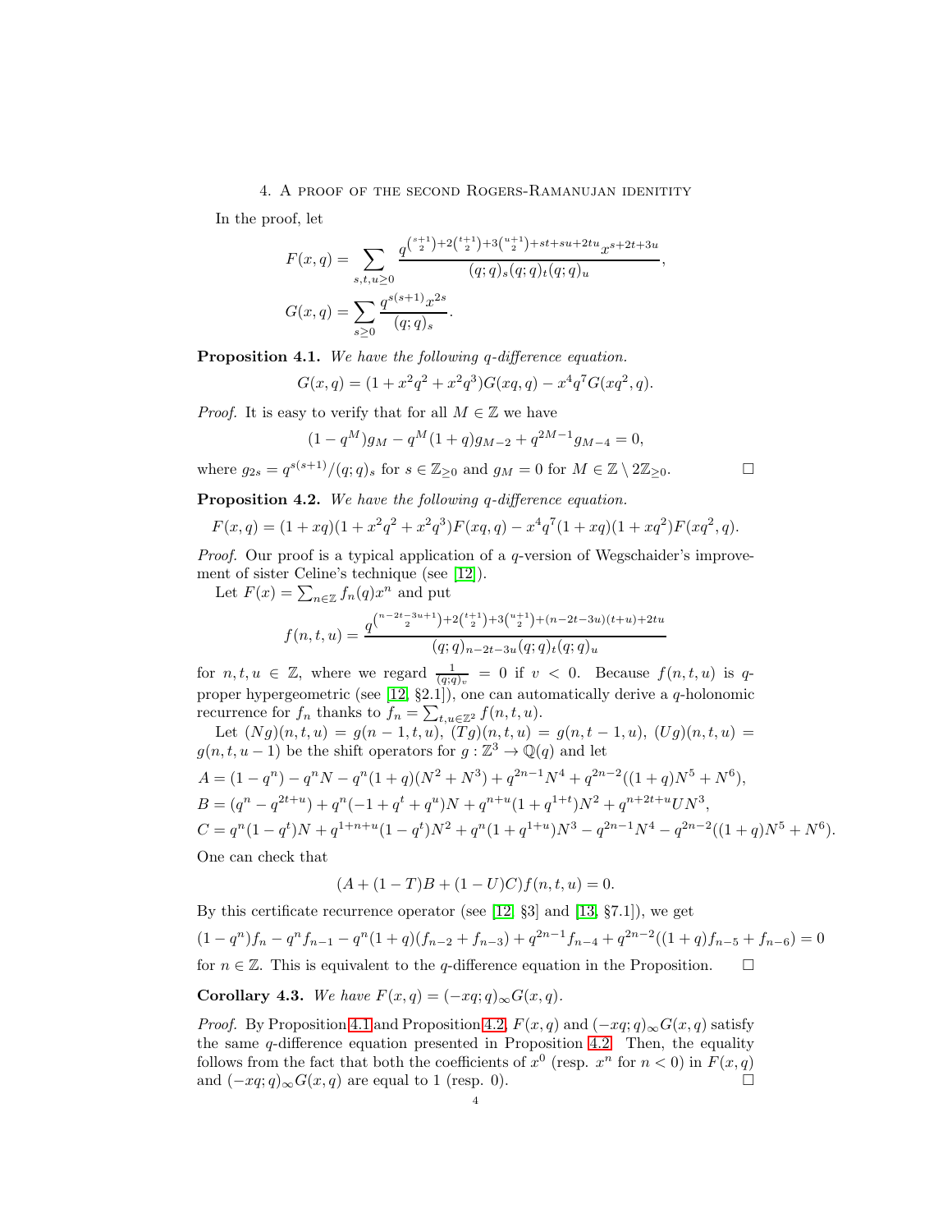## 4. A proof of the second Rogers-Ramanujan identity

In the proof, let

$$F(x,q) = \sum_{s,t,u\geq 0} \frac{q^{\binom{s+1}{2}+2\binom{t+1}{2}+3\binom{u+1}{2}+st+su+2tu} x^{s+2t+3u}}{(q;q)_s(q;q)_t(q;q)_u},$$

$$G(x,q) = \sum_{s\geq 0} \frac{q^{s(s+1)}x^{2s}}{(q;q)_s}.$$

**Proposition 4.1.** *We have the following $q$-difference equation.*

$$G(x,q) = (1+x^2q^2+x^2q^3)G(xq,q) - x^4q^7G(xq^2,q).$$

*Proof.* It is easy to verify that for all $M \in \mathbb{Z}$ we have

$$(1-q^M)g_M - q^M(1+q)g_{M-2} + q^{2M-1}g_{M-4} = 0,$$

where $g_{2s} = q^{s(s+1)}/(q;q)_s$ for $s \in \mathbb{Z}_{\geq 0}$ and $g_M = 0$ for $M \in \mathbb{Z} \setminus 2\mathbb{Z}_{\geq 0}$. □

**Proposition 4.2.** *We have the following $q$-difference equation.*

$$F(x,q) = (1+xq)(1+x^2q^2+x^2q^3)F(xq,q) - x^4q^7(1+xq)(1+xq^2)F(xq^2,q).$$

*Proof.* Our proof is a typical application of a $q$-version of Wegschaider's improvement of sister Celine's technique (see [12]).

Let $F(x) = \sum_{n\in\mathbb{Z}} f_n(q)x^n$ and put

$$f(n,t,u) = \frac{q^{\binom{n-2t-3u+1}{2}+2\binom{t+1}{2}+3\binom{u+1}{2}+(n-2t-3u)(t+u)+2tu}}{(q;q)_{n-2t-3u}(q;q)_t(q;q)_u}$$

for $n,t,u \in \mathbb{Z}$, where we regard $\frac{1}{(q;q)_v} = 0$ if $v < 0$. Because $f(n,t,u)$ is $q$-proper hypergeometric (see [12, §2.1]), one can automatically derive a $q$-holonomic recurrence for $f_n$ thanks to $f_n = \sum_{t,u\in\mathbb{Z}^2} f(n,t,u)$.

Let $(Ng)(n,t,u) = g(n-1,t,u)$, $(Tg)(n,t,u) = g(n,t-1,u)$, $(Ug)(n,t,u) = g(n,t,u-1)$ be the shift operators for $g : \mathbb{Z}^3 \to \mathbb{Q}(q)$ and let

$$A = (1-q^n) - q^nN - q^n(1+q)(N^2+N^3) + q^{2n-1}N^4 + q^{2n-2}((1+q)N^5+N^6),$$

$$B = (q^n - q^{2t+u}) + q^n(-1+q^t+q^u)N + q^{n+u}(1+q^{1+t})N^2 + q^{n+2t+u}UN^3,$$

$$C = q^n(1-q^t)N + q^{1+n+u}(1-q^t)N^2 + q^n(1+q^{1+u})N^3 - q^{2n-1}N^4 - q^{2n-2}((1+q)N^5+N^6).$$

One can check that

$$(A + (1-T)B + (1-U)C)f(n,t,u) = 0.$$

By this certificate recurrence operator (see [12, §3] and [13, §7.1]), we get

$$(1-q^n)f_n - q^nf_{n-1} - q^n(1+q)(f_{n-2}+f_{n-3}) + q^{2n-1}f_{n-4} + q^{2n-2}((1+q)f_{n-5}+f_{n-6}) = 0$$

for $n \in \mathbb{Z}$. This is equivalent to the $q$-difference equation in the Proposition. □

**Corollary 4.3.** *We have $F(x,q) = (-xq;q)_\infty G(x,q)$.*

*Proof.* By Proposition 4.1 and Proposition 4.2, $F(x,q)$ and $(-xq;q)_\infty G(x,q)$ satisfy the same $q$-difference equation presented in Proposition 4.2. Then, the equality follows from the fact that both the coefficients of $x^0$ (resp. $x^n$ for $n < 0$) in $F(x,q)$ and $(-xq;q)_\infty G(x,q)$ are equal to 1 (resp. 0). □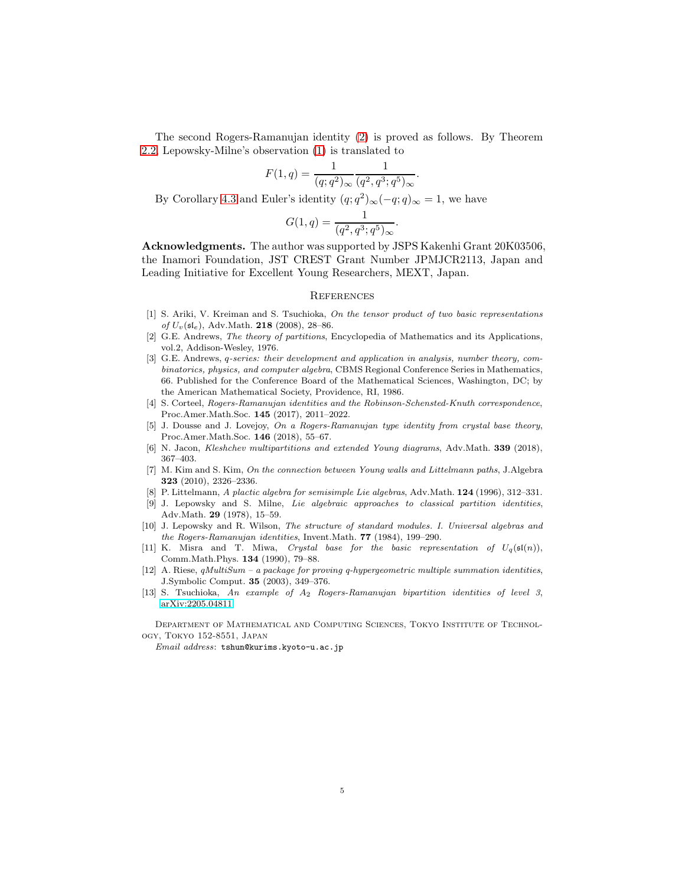The second Rogers-Ramanujan identity (2) is proved as follows. By Theorem 2.2, Lepowsky-Milne's observation (1) is translated to

$$F(1,q) = \frac{1}{(q;q^2)_\infty} \frac{1}{(q^2,q^3;q^5)_\infty}.$$

By Corollary 4.3 and Euler's identity $(q;q^2)_\infty(-q;q)_\infty = 1$, we have

$$G(1,q) = \frac{1}{(q^2,q^3;q^5)_\infty}.$$

**Acknowledgments.** The author was supported by JSPS Kakenhi Grant 20K03506, the Inamori Foundation, JST CREST Grant Number JPMJCR2113, Japan and Leading Initiative for Excellent Young Researchers, MEXT, Japan.

## References

[1] S. Ariki, V. Kreiman and S. Tsuchioka, *On the tensor product of two basic representations of $U_v(\mathfrak{sl}_e)$*, Adv.Math. **218** (2008), 28–86.

[2] G.E. Andrews, *The theory of partitions*, Encyclopedia of Mathematics and its Applications, vol.2, Addison-Wesley, 1976.

[3] G.E. Andrews, *q-series: their development and application in analysis, number theory, combinatorics, physics, and computer algebra*, CBMS Regional Conference Series in Mathematics, 66. Published for the Conference Board of the Mathematical Sciences, Washington, DC; by the American Mathematical Society, Providence, RI, 1986.

[4] S. Corteel, *Rogers-Ramanujan identities and the Robinson-Schensted-Knuth correspondence*, Proc.Amer.Math.Soc. **145** (2017), 2011–2022.

[5] J. Dousse and J. Lovejoy, *On a Rogers-Ramanujan type identity from crystal base theory*, Proc.Amer.Math.Soc. **146** (2018), 55–67.

[6] N. Jacon, *Kleshchev multipartitions and extended Young diagrams*, Adv.Math. **339** (2018), 367–403.

[7] M. Kim and S. Kim, *On the connection between Young walls and Littelmann paths*, J.Algebra **323** (2010), 2326–2336.

[8] P. Littelmann, *A plactic algebra for semisimple Lie algebras*, Adv.Math. **124** (1996), 312–331.

[9] J. Lepowsky and S. Milne, *Lie algebraic approaches to classical partition identities*, Adv.Math. **29** (1978), 15–59.

[10] J. Lepowsky and R. Wilson, *The structure of standard modules. I. Universal algebras and the Rogers-Ramanujan identities*, Invent.Math. **77** (1984), 199–290.

[11] K. Misra and T. Miwa, *Crystal base for the basic representation of $U_q(\mathfrak{sl}(n))$*, Comm.Math.Phys. **134** (1990), 79–88.

[12] A. Riese, *qMultiSum – a package for proving q-hypergeometric multiple summation identities*, J.Symbolic Comput. **35** (2003), 349–376.

[13] S. Tsuchioka, *An example of $A_2$ Rogers-Ramanujan bipartition identities of level 3*, arXiv:2205.04811

Department of Mathematical and Computing Sciences, Tokyo Institute of Technology, Tokyo 152-8551, Japan

*Email address*: tshun@kurims.kyoto-u.ac.jp